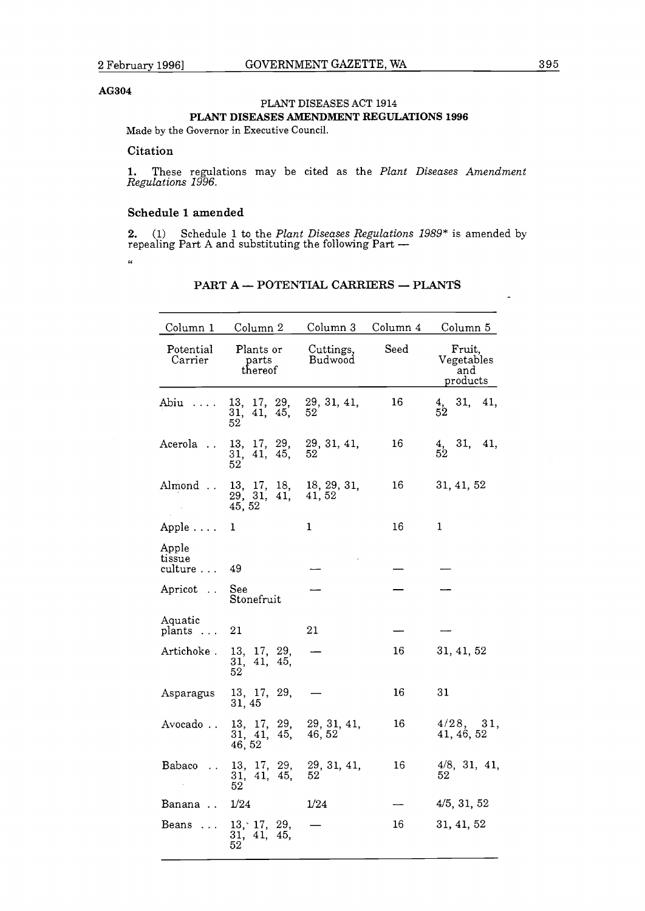AG304

PLANT DISEASES ACT 1914

**PLANT DISEASES AMENDMENT REGULATIONS 1996**

Made by the Governor in Executive Council.

### Citation

**1.** These regulations may be cited as the *Plant Diseases Amendment Regulations 1996*.

### Schedule 1 amended

**2.** (1) Schedule 1 to the *Plant Diseases Regulations 1989** is amended by repealing Part A and substituting the following Part —

"

## PART A — POTENTIAL CARRIERS — PLANTS

| Column 1 | Column 2 | Column 3 | Column 4 | Column 5 |
|---|---|---|---|---|
| Potential Carrier | Plants or parts thereof | Cuttings, Budwood | Seed | Fruit, Vegetables and products |
| Abiu . . . . | 13, 17, 29, 31, 41, 45, 52 | 29, 31, 41, 52 | 16 | 4, 31, 41, 52 |
| Acerola . . | 13, 17, 29, 31, 41, 45, 52 | 29, 31, 41, 52 | 16 | 4, 31, 41, 52 |
| Almond . . | 13, 17, 18, 29, 31, 41, 45, 52 | 18, 29, 31, 41, 52 | 16 | 31, 41, 52 |
| Apple . . . . | 1 | 1 | 16 | 1 |
| Apple tissue culture . . . | 49 | — | — | — |
| Apricot . . | See Stonefruit | — | — | — |
| Aquatic plants . . . | 21 | 21 | — | — |
| Artichoke . | 13, 17, 29, 31, 41, 45, 52 | — | 16 | 31, 41, 52 |
| Asparagus | 13, 17, 29, 31, 45 | — | 16 | 31 |
| Avocado . . | 13, 17, 29, 31, 41, 45, 46, 52 | 29, 31, 41, 46, 52 | 16 | 4/28, 31, 41, 46, 52 |
| Babaco . . | 13, 17, 29, 31, 41, 45, 52 | 29, 31, 41, 52 | 16 | 4/8, 31, 41, 52 |
| Banana . . | 1/24 | 1/24 | — | 4/5, 31, 52 |
| Beans . . . | 13, 17, 29, 31, 41, 45, 52 | — | 16 | 31, 41, 52 |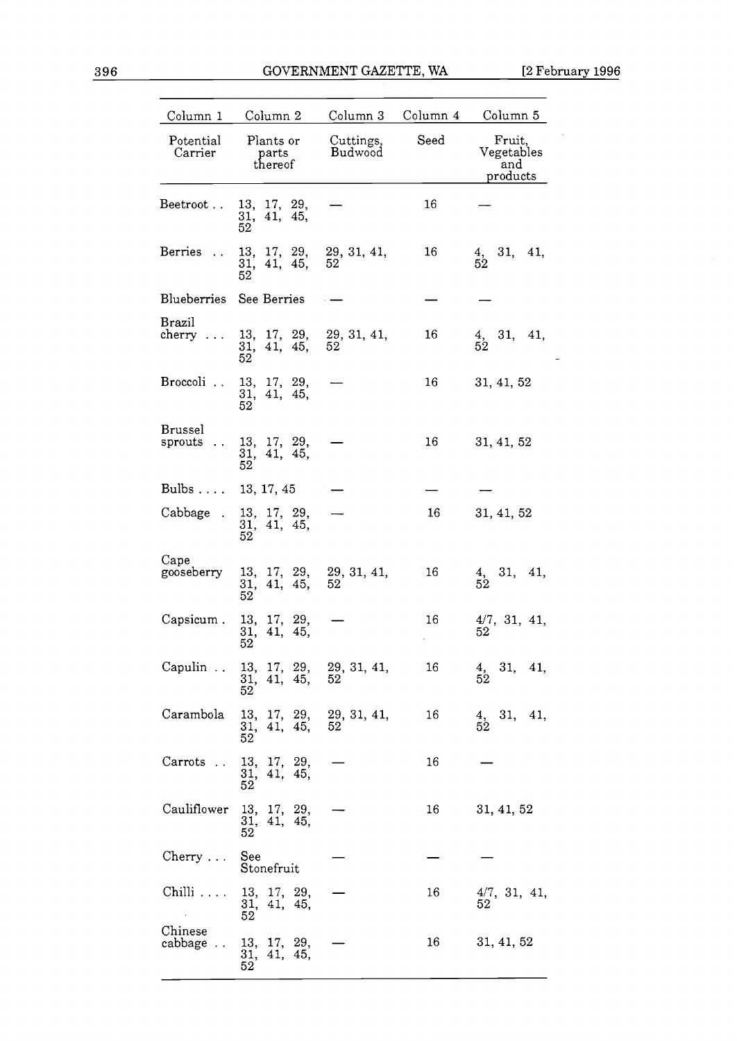| Column 1 | Column 2 | Column 3 | Column 4 | Column 5 |
|---|---|---|---|---|
| Potential Carrier | Plants or parts thereof | Cuttings, Budwood | Seed | Fruit, Vegetables and products |
| Beetroot . . | 13, 17, 29, 31, 41, 45, 52 | — | 16 | — |
| Berries . . | 13, 17, 29, 31, 41, 45, 52 | 29, 31, 41, 52 | 16 | 4, 31, 41, 52 |
| Blueberries | See Berries | — | — | — |
| Brazil cherry . . . | 13, 17, 29, 31, 41, 45, 52 | 29, 31, 41, 52 | 16 | 4, 31, 41, 52 |
| Broccoli . . | 13, 17, 29, 31, 41, 45, 52 | — | 16 | 31, 41, 52 |
| Brussel sprouts . . | 13, 17, 29, 31, 41, 45, 52 | — | 16 | 31, 41, 52 |
| Bulbs . . . . | 13, 17, 45 | — | — | — |
| Cabbage . | 13, 17, 29, 31, 41, 45, 52 | — | 16 | 31, 41, 52 |
| Cape gooseberry | 13, 17, 29, 31, 41, 45, 52 | 29, 31, 41, 52 | 16 | 4, 31, 41, 52 |
| Capsicum . | 13, 17, 29, 31, 41, 45, 52 | — | 16 | 4/7, 31, 41, 52 |
| Capulin . . | 13, 17, 29, 31, 41, 45, 52 | 29, 31, 41, 52 | 16 | 4, 31, 41, 52 |
| Carambola | 13, 17, 29, 31, 41, 45, 52 | 29, 31, 41, 52 | 16 | 4, 31, 41, 52 |
| Carrots . . | 13, 17, 29, 31, 41, 45, 52 | — | 16 | — |
| Cauliflower | 13, 17, 29, 31, 41, 45, 52 | — | 16 | 31, 41, 52 |
| Cherry . . . | See Stonefruit | — | — | — |
| Chilli . . . . | 13, 17, 29, 31, 41, 45, 52 | — | 16 | 4/7, 31, 41, 52 |
| Chinese cabbage . . | 13, 17, 29, 31, 41, 45, 52 | — | 16 | 31, 41, 52 |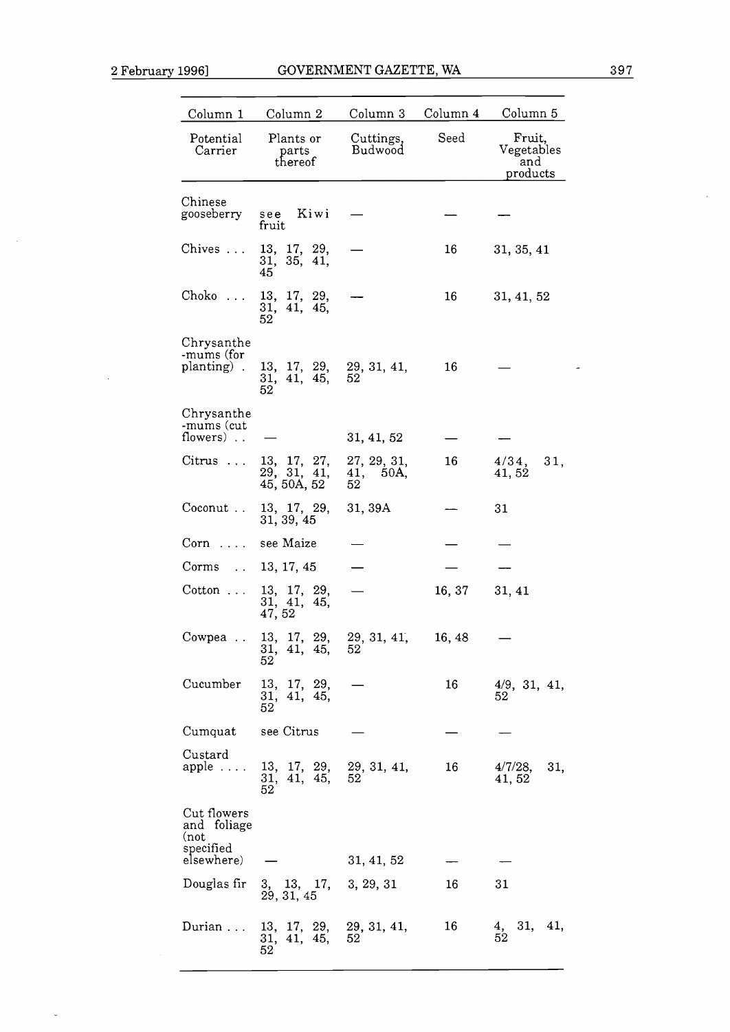| Column 1 | Column 2 | Column 3 | Column 4 | Column 5 |
|---|---|---|---|---|
| Potential Carrier | Plants or parts thereof | Cuttings, Budwood | Seed | Fruit, Vegetables and products |
| Chinese gooseberry | see Kiwi fruit | — | — | — |
| Chives . . . | 13, 17, 29, 31, 35, 41, 45 | — | 16 | 31, 35, 41 |
| Choko . . . | 13, 17, 29, 31, 41, 45, 52 | — | 16 | 31, 41, 52 |
| Chrysanthe -mums (for planting) . | 13, 17, 29, 31, 41, 45, 52 | 29, 31, 41, 52 | 16 | — |
| Chrysanthe -mums (cut flowers) . . | — | 31, 41, 52 | — | — |
| Citrus . . . | 13, 17, 27, 29, 31, 41, 45, 50A, 52 | 27, 29, 31, 41, 50A, 52 | 16 | 4/34, 31, 41, 52 |
| Coconut . . | 13, 17, 29, 31, 39, 45 | 31, 39A | — | 31 |
| Corn . . . . | see Maize | — | — | — |
| Corms . . | 13, 17, 45 | — | — | — |
| Cotton . . . | 13, 17, 29, 31, 41, 45, 47, 52 | — | 16, 37 | 31, 41 |
| Cowpea . . | 13, 17, 29, 31, 41, 45, 52 | 29, 31, 41, 52 | 16, 48 | — |
| Cucumber | 13, 17, 29, 31, 41, 45, 52 | — | 16 | 4/9, 31, 41, 52 |
| Cumquat | see Citrus | — | — | — |
| Custard apple . . . . | 13, 17, 29, 31, 41, 45, 52 | 29, 31, 41, 52 | 16 | 4/7/28, 31, 41, 52 |
| Cut flowers and foliage (not specified elsewhere) | — | 31, 41, 52 | — | — |
| Douglas fir | 3, 13, 17, 29, 31, 45 | 3, 29, 31 | 16 | 31 |
| Durian . . . | 13, 17, 29, 31, 41, 45, 52 | 29, 31, 41, 52 | 16 | 4, 31, 41, 52 |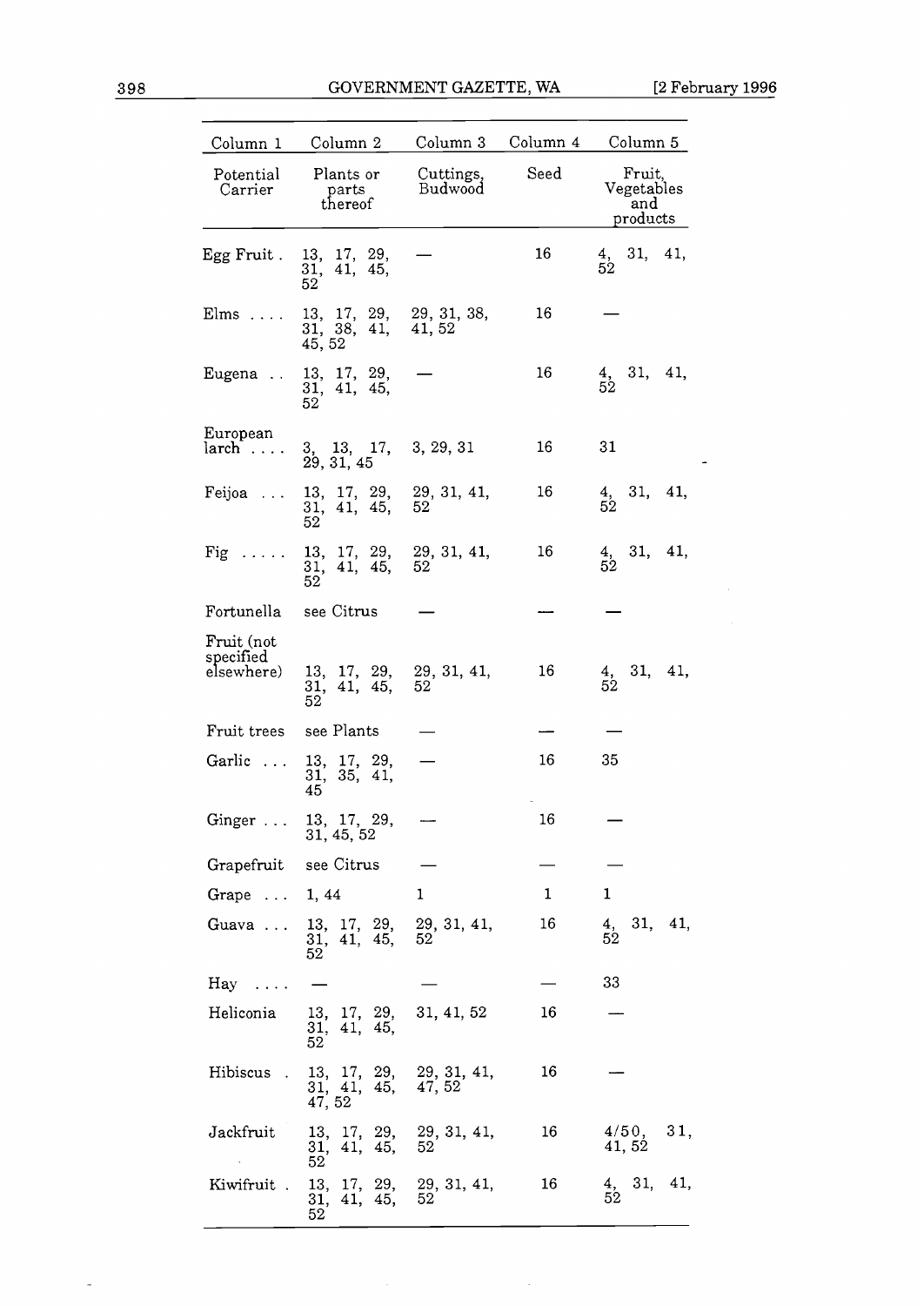| Column 1 | Column 2 | Column 3 | Column 4 | Column 5 |
|---|---|---|---|---|
| Potential Carrier | Plants or parts thereof | Cuttings, Budwood | Seed | Fruit, Vegetables and products |
| Egg Fruit . | 13, 17, 29, 31, 41, 45, 52 | — | 16 | 4, 31, 41, 52 |
| Elms . . . . | 13, 17, 29, 31, 38, 41, 45, 52 | 29, 31, 38, 41, 52 | 16 | — |
| Eugena . . | 13, 17, 29, 31, 41, 45, 52 | — | 16 | 4, 31, 41, 52 |
| European larch . . . . | 3, 13, 17, 29, 31, 45 | 3, 29, 31 | 16 | 31 |
| Feijoa . . . | 13, 17, 29, 31, 41, 45, 52 | 29, 31, 41, 52 | 16 | 4, 31, 41, 52 |
| Fig . . . . . | 13, 17, 29, 31, 41, 45, 52 | 29, 31, 41, 52 | 16 | 4, 31, 41, 52 |
| Fortunella | see Citrus | — | — | — |
| Fruit (not specified elsewhere) | 13, 17, 29, 31, 41, 45, 52 | 29, 31, 41, 52 | 16 | 4, 31, 41, 52 |
| Fruit trees | see Plants | — | — | — |
| Garlic . . . | 13, 17, 29, 31, 35, 41, 45 | — | 16 | 35 |
| Ginger . . . | 13, 17, 29, 31, 45, 52 | — | 16 | — |
| Grapefruit | see Citrus | — | — | — |
| Grape . . . | 1, 44 | 1 | 1 | 1 |
| Guava . . . | 13, 17, 29, 31, 41, 45, 52 | 29, 31, 41, 52 | 16 | 4, 31, 41, 52 |
| Hay . . . . | — | — | — | 33 |
| Heliconia | 13, 17, 29, 31, 41, 45, 52 | 31, 41, 52 | 16 | — |
| Hibiscus . | 13, 17, 29, 31, 41, 45, 47, 52 | 29, 31, 41, 47, 52 | 16 | — |
| Jackfruit | 13, 17, 29, 31, 41, 45, 52 | 29, 31, 41, 52 | 16 | 4/50, 31, 41, 52 |
| Kiwifruit . | 13, 17, 29, 31, 41, 45, 52 | 29, 31, 41, 52 | 16 | 4, 31, 41, 52 |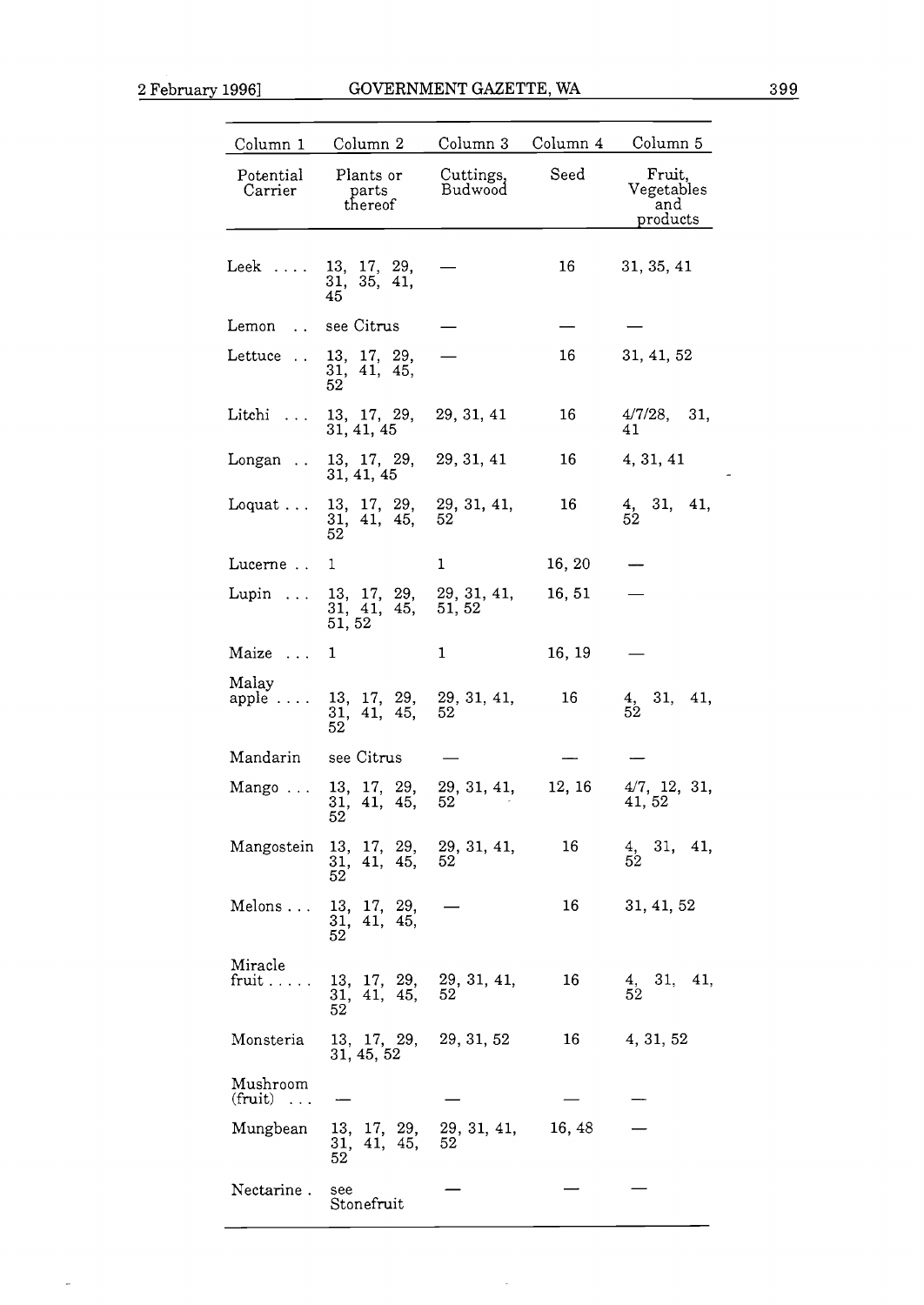| Column 1 | Column 2 | Column 3 | Column 4 | Column 5 |
|---|---|---|---|---|
| Potential Carrier | Plants or parts thereof | Cuttings, Budwood | Seed | Fruit, Vegetables and products |
| Leek .... | 13, 17, 29, 31, 35, 41, 45 | — | 16 | 31, 35, 41 |
| Lemon .. | see Citrus | — | — | — |
| Lettuce .. | 13, 17, 29, 31, 41, 45, 52 | — | 16 | 31, 41, 52 |
| Litchi ... | 13, 17, 29, 31, 41, 45 | 29, 31, 41 | 16 | 4/7/28, 31, 41 |
| Longan .. | 13, 17, 29, 31, 41, 45 | 29, 31, 41 | 16 | 4, 31, 41 |
| Loquat ... | 13, 17, 29, 31, 41, 45, 52 | 29, 31, 41, 52 | 16 | 4, 31, 41, 52 |
| Lucerne .. | 1 | 1 | 16, 20 | — |
| Lupin ... | 13, 17, 29, 31, 41, 45, 51, 52 | 29, 31, 41, 51, 52 | 16, 51 | — |
| Maize ... | 1 | 1 | 16, 19 | — |
| Malay apple .... | 13, 17, 29, 31, 41, 45, 52 | 29, 31, 41, 52 | 16 | 4, 31, 41, 52 |
| Mandarin | see Citrus | — | — | — |
| Mango ... | 13, 17, 29, 31, 41, 45, 52 | 29, 31, 41, 52 | 12, 16 | 4/7, 12, 31, 41, 52 |
| Mangostein | 13, 17, 29, 31, 41, 45, 52 | 29, 31, 41, 52 | 16 | 4, 31, 41, 52 |
| Melons ... | 13, 17, 29, 31, 41, 45, 52 | — | 16 | 31, 41, 52 |
| Miracle fruit ..... | 13, 17, 29, 31, 41, 45, 52 | 29, 31, 41, 52 | 16 | 4, 31, 41, 52 |
| Monsteria | 13, 17, 29, 31, 45, 52 | 29, 31, 52 | 16 | 4, 31, 52 |
| Mushroom (fruit) ... | — | — | — | — |
| Mungbean | 13, 17, 29, 31, 41, 45, 52 | 29, 31, 41, 52 | 16, 48 | — |
| Nectarine . | see Stonefruit | — | — | — |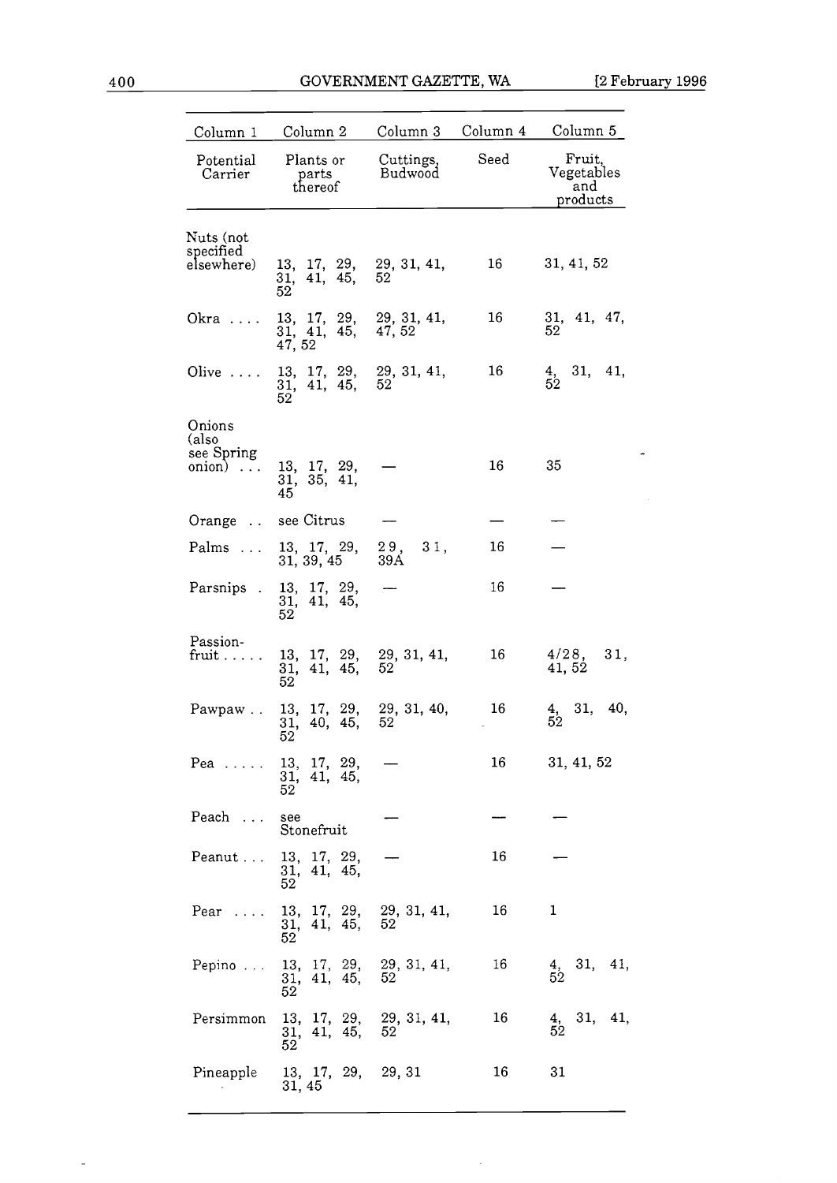| Column 1 | Column 2 | Column 3 | Column 4 | Column 5 |
|---|---|---|---|---|
| Potential Carrier | Plants or parts thereof | Cuttings, Budwood | Seed | Fruit, Vegetables and products |
| Nuts (not specified elsewhere) | 13, 17, 29, 31, 41, 45, 52 | 29, 31, 41, 52 | 16 | 31, 41, 52 |
| Okra .... | 13, 17, 29, 31, 41, 45, 47, 52 | 29, 31, 41, 47, 52 | 16 | 31, 41, 47, 52 |
| Olive .... | 13, 17, 29, 31, 41, 45, 52 | 29, 31, 41, 52 | 16 | 4, 31, 41, 52 |
| Onions (also see Spring onion) ... | 13, 17, 29, 31, 35, 41, 45 | — | 16 | 35 |
| Orange .. | see Citrus | — | — | — |
| Palms ... | 13, 17, 29, 31, 39, 45 | 29, 31, 39A | 16 | — |
| Parsnips . | 13, 17, 29, 31, 41, 45, 52 | — | 16 | — |
| Passion-fruit ..... | 13, 17, 29, 31, 41, 45, 52 | 29, 31, 41, 52 | 16 | 4/28, 31, 41, 52 |
| Pawpaw .. | 13, 17, 29, 31, 40, 45, 52 | 29, 31, 40, 52 | 16 | 4, 31, 40, 52 |
| Pea ..... | 13, 17, 29, 31, 41, 45, 52 | — | 16 | 31, 41, 52 |
| Peach ... | see Stonefruit | — | — | — |
| Peanut ... | 13, 17, 29, 31, 41, 45, 52 | — | 16 | — |
| Pear .... | 13, 17, 29, 31, 41, 45, 52 | 29, 31, 41, 52 | 16 | 1 |
| Pepino ... | 13, 17, 29, 31, 41, 45, 52 | 29, 31, 41, 52 | 16 | 4, 31, 41, 52 |
| Persimmon | 13, 17, 29, 31, 41, 45, 52 | 29, 31, 41, 52 | 16 | 4, 31, 41, 52 |
| Pineapple | 13, 17, 29, 31, 45 | 29, 31 | 16 | 31 |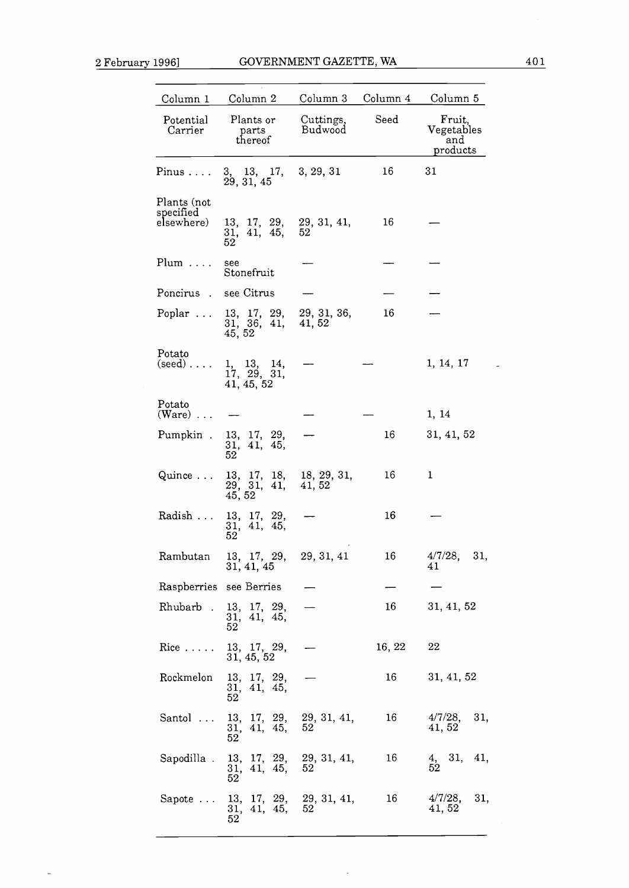| Column 1 | Column 2 | Column 3 | Column 4 | Column 5 |
|---|---|---|---|---|
| Potential Carrier | Plants or parts thereof | Cuttings, Budwood | Seed | Fruit, Vegetables and products |
| Pinus .... | 3, 13, 17, 29, 31, 45 | 3, 29, 31 | 16 | 31 |
| Plants (not specified elsewhere) | 13, 17, 29, 31, 41, 45, 52 | 29, 31, 41, 52 | 16 | — |
| Plum .... | see Stonefruit | — | — | — |
| Poncirus . | see Citrus | — | — | — |
| Poplar ... | 13, 17, 29, 31, 36, 41, 45, 52 | 29, 31, 36, 41, 52 | 16 | — |
| Potato (seed) .... | 1, 13, 14, 17, 29, 31, 41, 45, 52 | — | — | 1, 14, 17 |
| Potato (Ware) ... | — | — | — | 1, 14 |
| Pumpkin . | 13, 17, 29, 31, 41, 45, 52 | — | 16 | 31, 41, 52 |
| Quince ... | 13, 17, 18, 29, 31, 41, 45, 52 | 18, 29, 31, 41, 52 | 16 | 1 |
| Radish ... | 13, 17, 29, 31, 41, 45, 52 | — | 16 | — |
| Rambutan | 13, 17, 29, 31, 41, 45 | 29, 31, 41 | 16 | 4/7/28, 31, 41 |
| Raspberries | see Berries | — | — | — |
| Rhubarb . | 13, 17, 29, 31, 41, 45, 52 | — | 16 | 31, 41, 52 |
| Rice ..... | 13, 17, 29, 31, 45, 52 | — | 16, 22 | 22 |
| Rockmelon | 13, 17, 29, 31, 41, 45, 52 | — | 16 | 31, 41, 52 |
| Santol ... | 13, 17, 29, 31, 41, 45, 52 | 29, 31, 41, 52 | 16 | 4/7/28, 31, 41, 52 |
| Sapodilla . | 13, 17, 29, 31, 41, 45, 52 | 29, 31, 41, 52 | 16 | 4, 31, 41, 52 |
| Sapote ... | 13, 17, 29, 31, 41, 45, 52 | 29, 31, 41, 52 | 16 | 4/7/28, 31, 41, 52 |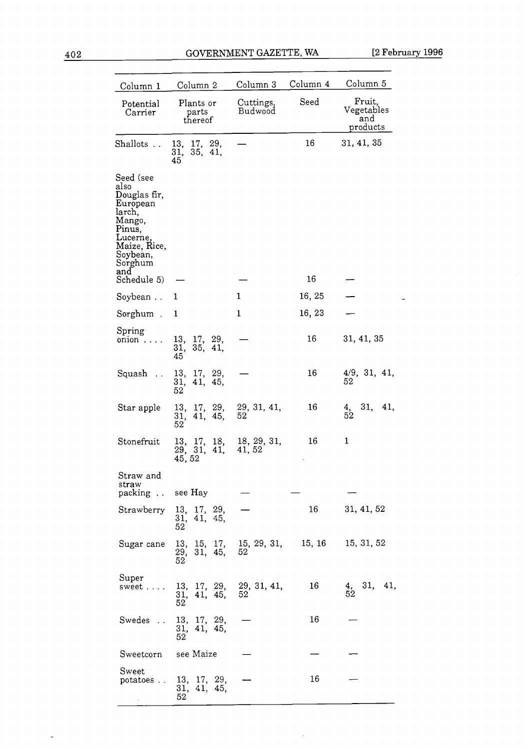| Column 1 | Column 2 | Column 3 | Column 4 | Column 5 |
|---|---|---|---|---|
| Potential Carrier | Plants or parts thereof | Cuttings, Budwood | Seed | Fruit, Vegetables and products |
| Shallots . . | 13, 17, 29, 31, 35, 41, 45 | — | 16 | 31, 41, 35 |
| Seed (see also Douglas fir, European larch, Mango, Pinus, Lucerne, Maize, Rice, Soybean, Sorghum and Schedule 5) | — | — | 16 | — |
| Soybean . . | 1 | 1 | 16, 25 | — |
| Sorghum . | 1 | 1 | 16, 23 | — |
| Spring onion . . . . | 13, 17, 29, 31, 35, 41, 45 | — | 16 | 31, 41, 35 |
| Squash . . | 13, 17, 29, 31, 41, 45, 52 | — | 16 | 4/9, 31, 41, 52 |
| Star apple | 13, 17, 29, 31, 41, 45, 52 | 29, 31, 41, 52 | 16 | 4, 31, 41, 52 |
| Stonefruit | 13, 17, 18, 29, 31, 41, 45, 52 | 18, 29, 31, 41, 52 | 16 | 1 |
| Straw and straw packing . . | see Hay | — | — | — |
| Strawberry | 13, 17, 29, 31, 41, 45, 52 | — | 16 | 31, 41, 52 |
| Sugar cane | 13, 15, 17, 29, 31, 45, 52 | 15, 29, 31, 52 | 15, 16 | 15, 31, 52 |
| Super sweet . . . . | 13, 17, 29, 31, 41, 45, 52 | 29, 31, 41, 52 | 16 | 4, 31, 41, 52 |
| Swedes . . | 13, 17, 29, 31, 41, 45, 52 | — | 16 | — |
| Sweetcorn | see Maize | — | — | — |
| Sweet potatoes . . | 13, 17, 29, 31, 41, 45, 52 | — | 16 | — |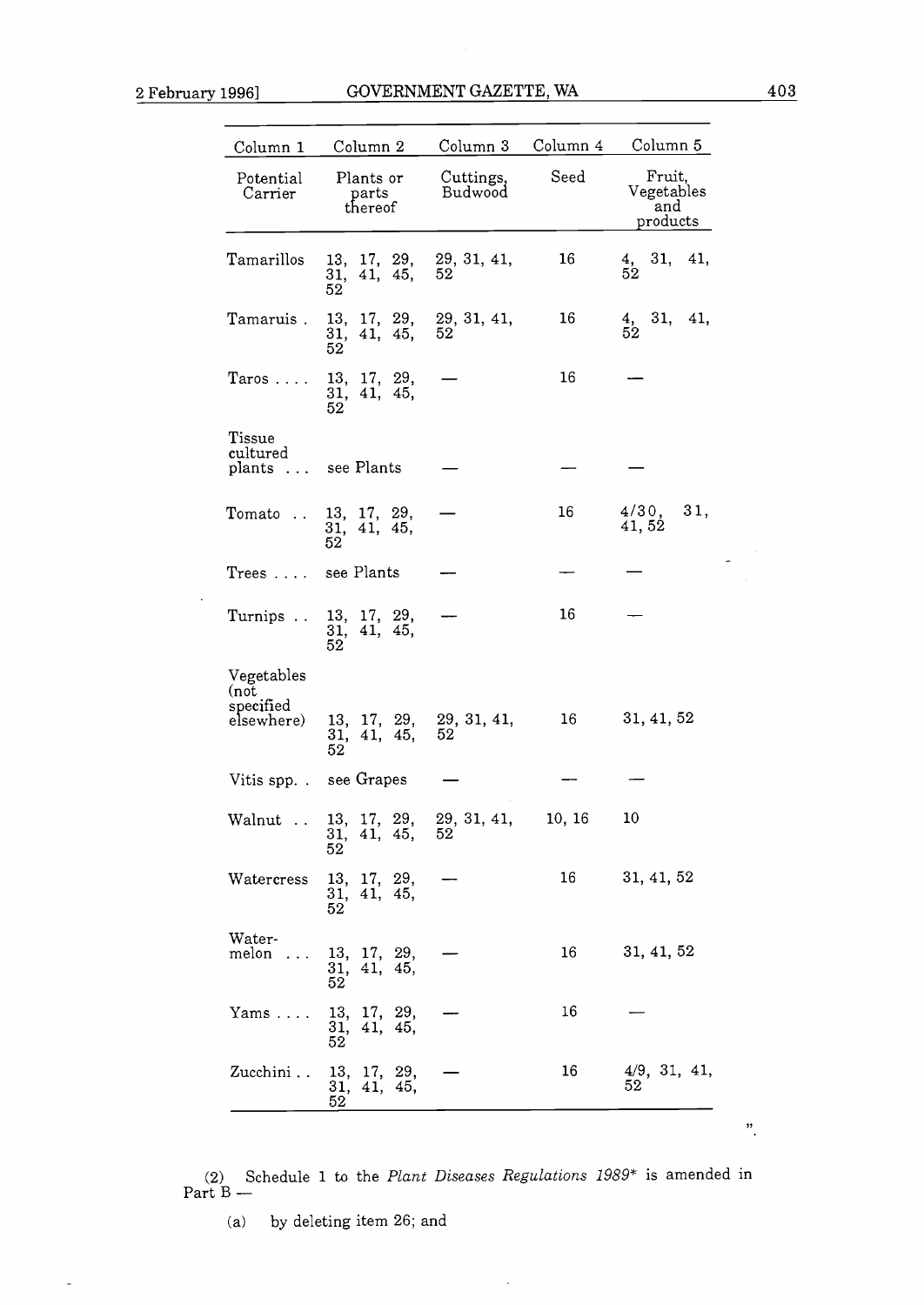| Column 1 | Column 2 | Column 3 | Column 4 | Column 5 |
|---|---|---|---|---|
| Potential Carrier | Plants or parts thereof | Cuttings, Budwood | Seed | Fruit, Vegetables and products |
| Tamarillos | 13, 17, 29, 31, 41, 45, 52 | 29, 31, 41, 52 | 16 | 4, 31, 41, 52 |
| Tamaruis . | 13, 17, 29, 31, 41, 45, 52 | 29, 31, 41, 52 | 16 | 4, 31, 41, 52 |
| Taros . . . . | 13, 17, 29, 31, 41, 45, 52 | — | 16 | — |
| Tissue cultured plants . . . | see Plants | — | — | — |
| Tomato . . | 13, 17, 29, 31, 41, 45, 52 | — | 16 | 4/30, 31, 41, 52 |
| Trees . . . . | see Plants | — | — | — |
| Turnips . . | 13, 17, 29, 31, 41, 45, 52 | — | 16 | — |
| Vegetables (not specified elsewhere) | 13, 17, 29, 31, 41, 45, 52 | 29, 31, 41, 52 | 16 | 31, 41, 52 |
| Vitis spp. . | see Grapes | — | — | — |
| Walnut . . | 13, 17, 29, 31, 41, 45, 52 | 29, 31, 41, 52 | 10, 16 | 10 |
| Watercress | 13, 17, 29, 31, 41, 45, 52 | — | 16 | 31, 41, 52 |
| Water-melon . . . | 13, 17, 29, 31, 41, 45, 52 | — | 16 | 31, 41, 52 |
| Yams . . . . | 13, 17, 29, 31, 41, 45, 52 | — | 16 | — |
| Zucchini . . | 13, 17, 29, 31, 41, 45, 52 | — | 16 | 4/9, 31, 41, 52 |

".

(2) Schedule 1 to the *Plant Diseases Regulations 1989** is amended in Part B —

(a) by deleting item 26; and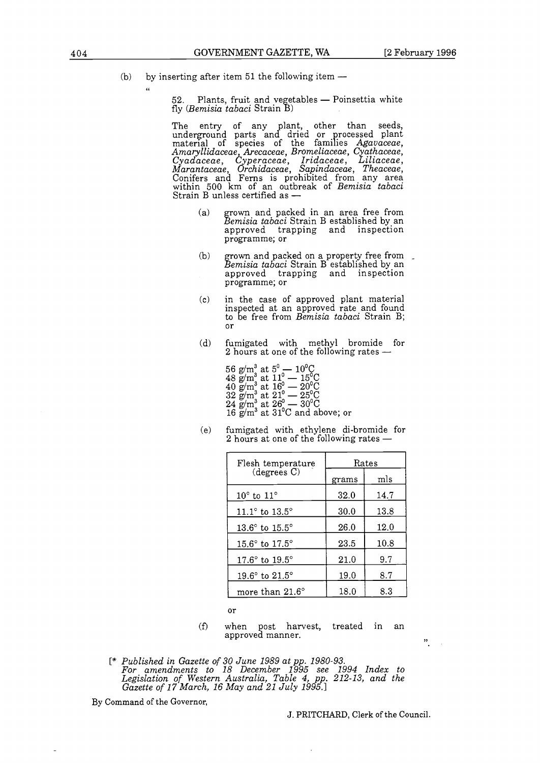(b) by inserting after item 51 the following item —

"

52. Plants, fruit and vegetables — Poinsettia white fly (*Bemisia tabaci* Strain B)

The entry of any plant, other than seeds, underground parts and dried or processed plant material of species of the families *Agavaceae, Amaryllidaceae, Arecaceae, Bromeliaceae, Cyathaceae, Cyadaceae, Cyperaceae, Iridaceae, Liliaceae, Marantaceae, Orchidaceae, Sapindaceae, Theaceae,* Conifers and Ferns is prohibited from any area within 500 km of an outbreak of *Bemisia tabaci* Strain B unless certified as —

(a) grown and packed in an area free from *Bemisia tabaci* Strain B established by an approved trapping and inspection programme; or

(b) grown and packed on a property free from *Bemisia tabaci* Strain B established by an approved trapping and inspection programme; or

(c) in the case of approved plant material inspected at an approved rate and found to be free from *Bemisia tabaci* Strain B; or

(d) fumigated with methyl bromide for 2 hours at one of the following rates —

56 g/m$^3$ at 5$^0$ — 10$^0$C
48 g/m$^3$ at 11$^0$ — 15$^0$C
40 g/m$^3$ at 16$^0$ — 20$^0$C
32 g/m$^3$ at 21$^0$ — 25$^0$C
24 g/m$^3$ at 26$^0$ — 30$^0$C
16 g/m$^3$ at 31$^0$C and above; or

(e) fumigated with ethylene di-bromide for 2 hours at one of the following rates —

| Flesh temperature (degrees C) | Rates | |
|---|---|---|
| | grams | mls |
| 10° to 11° | 32.0 | 14.7 |
| 11.1° to 13.5° | 30.0 | 13.8 |
| 13.6° to 15.5° | 26.0 | 12.0 |
| 15.6° to 17.5° | 23.5 | 10.8 |
| 17.6° to 19.5° | 21.0 | 9.7 |
| 19.6° to 21.5° | 19.0 | 8.7 |
| more than 21.6° | 18.0 | 8.3 |

or

(f) when post harvest, treated in an approved manner.

".

[* *Published in Gazette of 30 June 1989 at pp. 1980-93. For amendments to 18 December 1995 see 1994 Index to Legislation of Western Australia, Table 4, pp. 212-13, and the Gazette of 17 March, 16 May and 21 July 1995.*]

By Command of the Governor,

J. PRITCHARD, Clerk of the Council.